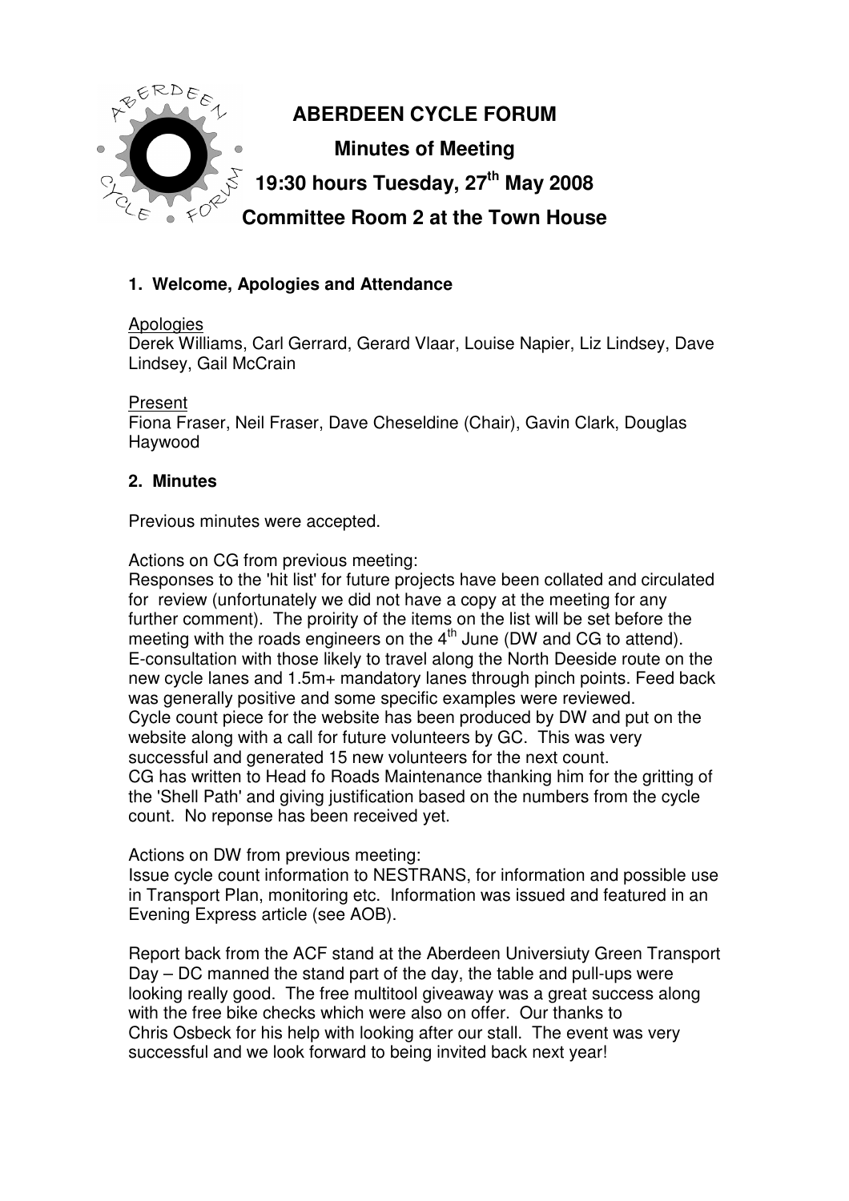# ABERDEEN CYCLE FORUM

## Minutes of Meeting

## 19:30 hours Tuesday, 27th May 2008

## Committee Room 2 at the Town House

### 1. Welcome, Apologies and Attendance

Apologies
Derek Williams, Carl Gerrard, Gerard Vlaar, Louise Napier, Liz Lindsey, Dave Lindsey, Gail McCrain

Present
Fiona Fraser, Neil Fraser, Dave Cheseldine (Chair), Gavin Clark, Douglas Haywood

### 2. Minutes

Previous minutes were accepted.

Actions on CG from previous meeting:
Responses to the 'hit list' for future projects have been collated and circulated for review (unfortunately we did not have a copy at the meeting for any further comment). The proirity of the items on the list will be set before the meeting with the roads engineers on the 4th June (DW and CG to attend).
E-consultation with those likely to travel along the North Deeside route on the new cycle lanes and 1.5m+ mandatory lanes through pinch points. Feed back was generally positive and some specific examples were reviewed.
Cycle count piece for the website has been produced by DW and put on the website along with a call for future volunteers by GC. This was very successful and generated 15 new volunteers for the next count.
CG has written to Head fo Roads Maintenance thanking him for the gritting of the 'Shell Path' and giving justification based on the numbers from the cycle count. No reponse has been received yet.

Actions on DW from previous meeting:
Issue cycle count information to NESTRANS, for information and possible use in Transport Plan, monitoring etc. Information was issued and featured in an Evening Express article (see AOB).

Report back from the ACF stand at the Aberdeen Universiuty Green Transport Day – DC manned the stand part of the day, the table and pull-ups were looking really good. The free multitool giveaway was a great success along with the free bike checks which were also on offer. Our thanks to Chris Osbeck for his help with looking after our stall. The event was very successful and we look forward to being invited back next year!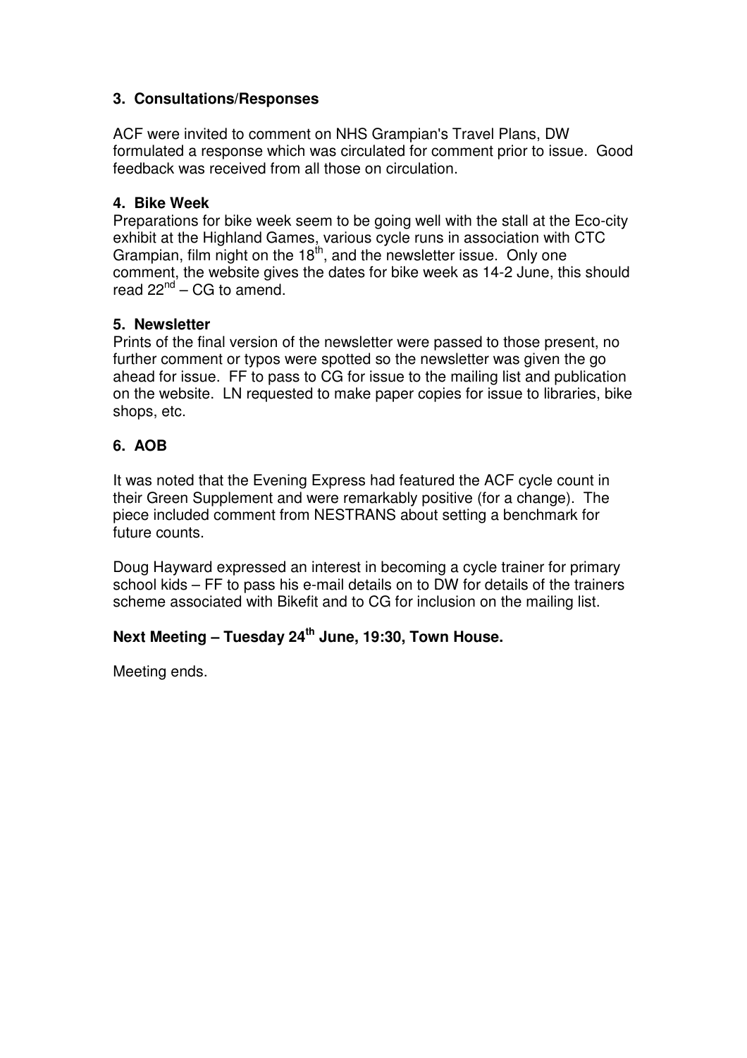### 3. Consultations/Responses

ACF were invited to comment on NHS Grampian's Travel Plans, DW formulated a response which was circulated for comment prior to issue. Good feedback was received from all those on circulation.

### 4. Bike Week

Preparations for bike week seem to be going well with the stall at the Eco-city exhibit at the Highland Games, various cycle runs in association with CTC Grampian, film night on the 18th, and the newsletter issue. Only one comment, the website gives the dates for bike week as 14-2 June, this should read 22nd – CG to amend.

### 5. Newsletter

Prints of the final version of the newsletter were passed to those present, no further comment or typos were spotted so the newsletter was given the go ahead for issue. FF to pass to CG for issue to the mailing list and publication on the website. LN requested to make paper copies for issue to libraries, bike shops, etc.

### 6. AOB

It was noted that the Evening Express had featured the ACF cycle count in their Green Supplement and were remarkably positive (for a change). The piece included comment from NESTRANS about setting a benchmark for future counts.

Doug Hayward expressed an interest in becoming a cycle trainer for primary school kids – FF to pass his e-mail details on to DW for details of the trainers scheme associated with Bikefit and to CG for inclusion on the mailing list.

**Next Meeting – Tuesday 24th June, 19:30, Town House.**

Meeting ends.